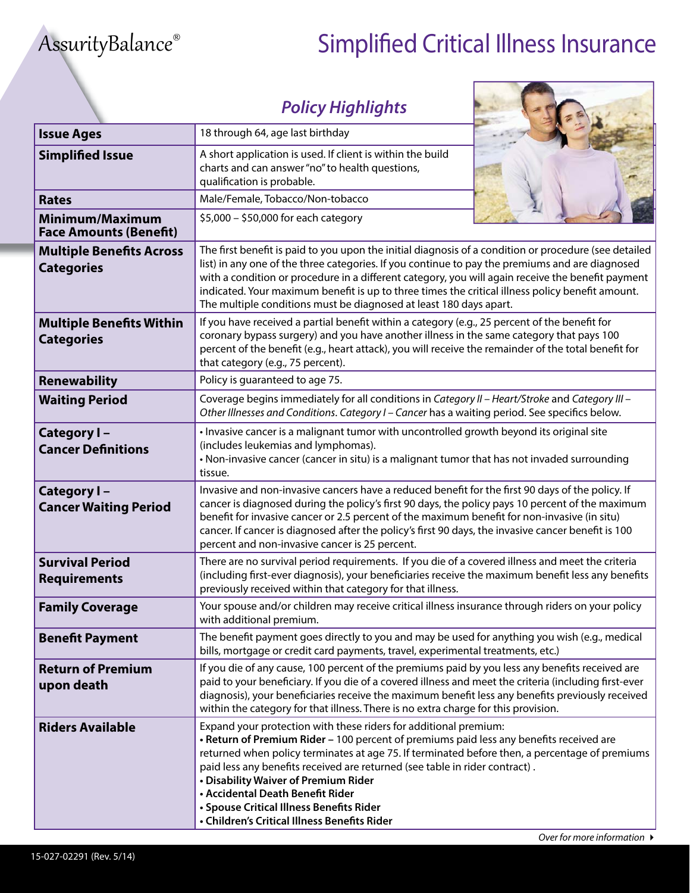AssurityBalance®

# Simplified Critical Illness Insurance

## *Policy Highlights*

| | |
|---|---|
| **Issue Ages** | 18 through 64, age last birthday |
| **Simplified Issue** | A short application is used. If client is within the build charts and can answer "no" to health questions, qualification is probable. |
| **Rates** | Male/Female, Tobacco/Non-tobacco |
| **Minimum/Maximum Face Amounts (Benefit)** | $5,000 – $50,000 for each category |
| **Multiple Benefits Across Categories** | The first benefit is paid to you upon the initial diagnosis of a condition or procedure (see detailed list) in any one of the three categories. If you continue to pay the premiums and are diagnosed with a condition or procedure in a different category, you will again receive the benefit payment indicated. Your maximum benefit is up to three times the critical illness policy benefit amount. The multiple conditions must be diagnosed at least 180 days apart. |
| **Multiple Benefits Within Categories** | If you have received a partial benefit within a category (e.g., 25 percent of the benefit for coronary bypass surgery) and you have another illness in the same category that pays 100 percent of the benefit (e.g., heart attack), you will receive the remainder of the total benefit for that category (e.g., 75 percent). |
| **Renewability** | Policy is guaranteed to age 75. |
| **Waiting Period** | Coverage begins immediately for all conditions in *Category II – Heart/Stroke* and *Category III – Other Illnesses and Conditions*. *Category I – Cancer* has a waiting period. See specifics below. |
| **Category I – Cancer Definitions** | • Invasive cancer is a malignant tumor with uncontrolled growth beyond its original site (includes leukemias and lymphomas).<br>• Non-invasive cancer (cancer in situ) is a malignant tumor that has not invaded surrounding tissue. |
| **Category I – Cancer Waiting Period** | Invasive and non-invasive cancers have a reduced benefit for the first 90 days of the policy. If cancer is diagnosed during the policy's first 90 days, the policy pays 10 percent of the maximum benefit for invasive cancer or 2.5 percent of the maximum benefit for non-invasive (in situ) cancer. If cancer is diagnosed after the policy's first 90 days, the invasive cancer benefit is 100 percent and non-invasive cancer is 25 percent. |
| **Survival Period Requirements** | There are no survival period requirements. If you die of a covered illness and meet the criteria (including first-ever diagnosis), your beneficiaries receive the maximum benefit less any benefits previously received within that category for that illness. |
| **Family Coverage** | Your spouse and/or children may receive critical illness insurance through riders on your policy with additional premium. |
| **Benefit Payment** | The benefit payment goes directly to you and may be used for anything you wish (e.g., medical bills, mortgage or credit card payments, travel, experimental treatments, etc.) |
| **Return of Premium upon death** | If you die of any cause, 100 percent of the premiums paid by you less any benefits received are paid to your beneficiary. If you die of a covered illness and meet the criteria (including first-ever diagnosis), your beneficiaries receive the maximum benefit less any benefits previously received within the category for that illness. There is no extra charge for this provision. |
| **Riders Available** | Expand your protection with these riders for additional premium:<br>• **Return of Premium Rider** – 100 percent of premiums paid less any benefits received are returned when policy terminates at age 75. If terminated before then, a percentage of premiums paid less any benefits received are returned (see table in rider contract) .<br>• **Disability Waiver of Premium Rider**<br>• **Accidental Death Benefit Rider**<br>• **Spouse Critical Illness Benefits Rider**<br>• **Children's Critical Illness Benefits Rider** |

*Over for more information*

15-027-02291 (Rev. 5/14)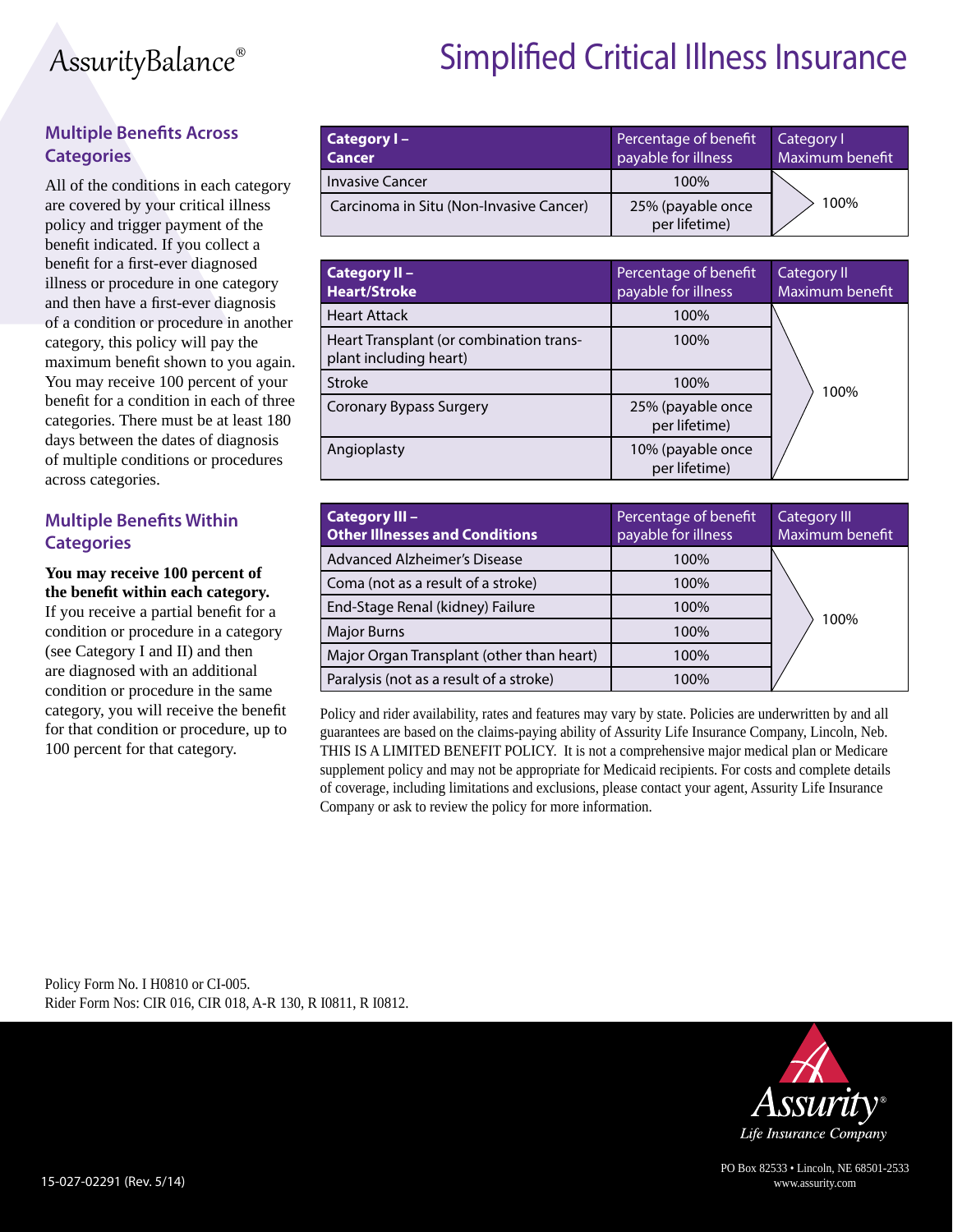AssurityBalance®

# Simplified Critical Illness Insurance

## Multiple Benefits Across Categories

All of the conditions in each category are covered by your critical illness policy and trigger payment of the benefit indicated. If you collect a benefit for a first-ever diagnosed illness or procedure in one category and then have a first-ever diagnosis of a condition or procedure in another category, this policy will pay the maximum benefit shown to you again. You may receive 100 percent of your benefit for a condition in each of three categories. There must be at least 180 days between the dates of diagnosis of multiple conditions or procedures across categories.

## Multiple Benefits Within Categories

**You may receive 100 percent of the benefit within each category.** If you receive a partial benefit for a condition or procedure in a category (see Category I and II) and then are diagnosed with an additional condition or procedure in the same category, you will receive the benefit for that condition or procedure, up to 100 percent for that category.

| **Category I – Cancer** | Percentage of benefit payable for illness | Category I Maximum benefit |
|---|---|---|
| Invasive Cancer | 100% | 100% |
| Carcinoma in Situ (Non-Invasive Cancer) | 25% (payable once per lifetime) | |

| **Category II – Heart/Stroke** | Percentage of benefit payable for illness | Category II Maximum benefit |
|---|---|---|
| Heart Attack | 100% | 100% |
| Heart Transplant (or combination transplant including heart) | 100% | |
| Stroke | 100% | |
| Coronary Bypass Surgery | 25% (payable once per lifetime) | |
| Angioplasty | 10% (payable once per lifetime) | |

| **Category III – Other Illnesses and Conditions** | Percentage of benefit payable for illness | Category III Maximum benefit |
|---|---|---|
| Advanced Alzheimer's Disease | 100% | 100% |
| Coma (not as a result of a stroke) | 100% | |
| End-Stage Renal (kidney) Failure | 100% | |
| Major Burns | 100% | |
| Major Organ Transplant (other than heart) | 100% | |
| Paralysis (not as a result of a stroke) | 100% | |

Policy and rider availability, rates and features may vary by state. Policies are underwritten by and all guarantees are based on the claims-paying ability of Assurity Life Insurance Company, Lincoln, Neb. THIS IS A LIMITED BENEFIT POLICY. It is not a comprehensive major medical plan or Medicare supplement policy and may not be appropriate for Medicaid recipients. For costs and complete details of coverage, including limitations and exclusions, please contact your agent, Assurity Life Insurance Company or ask to review the policy for more information.

Policy Form No. I H0810 or CI-005.
Rider Form Nos: CIR 016, CIR 018, A-R 130, R I0811, R I0812.

Assurity® Life Insurance Company

15-027-02291 (Rev. 5/14)

PO Box 82533 • Lincoln, NE 68501-2533
www.assurity.com